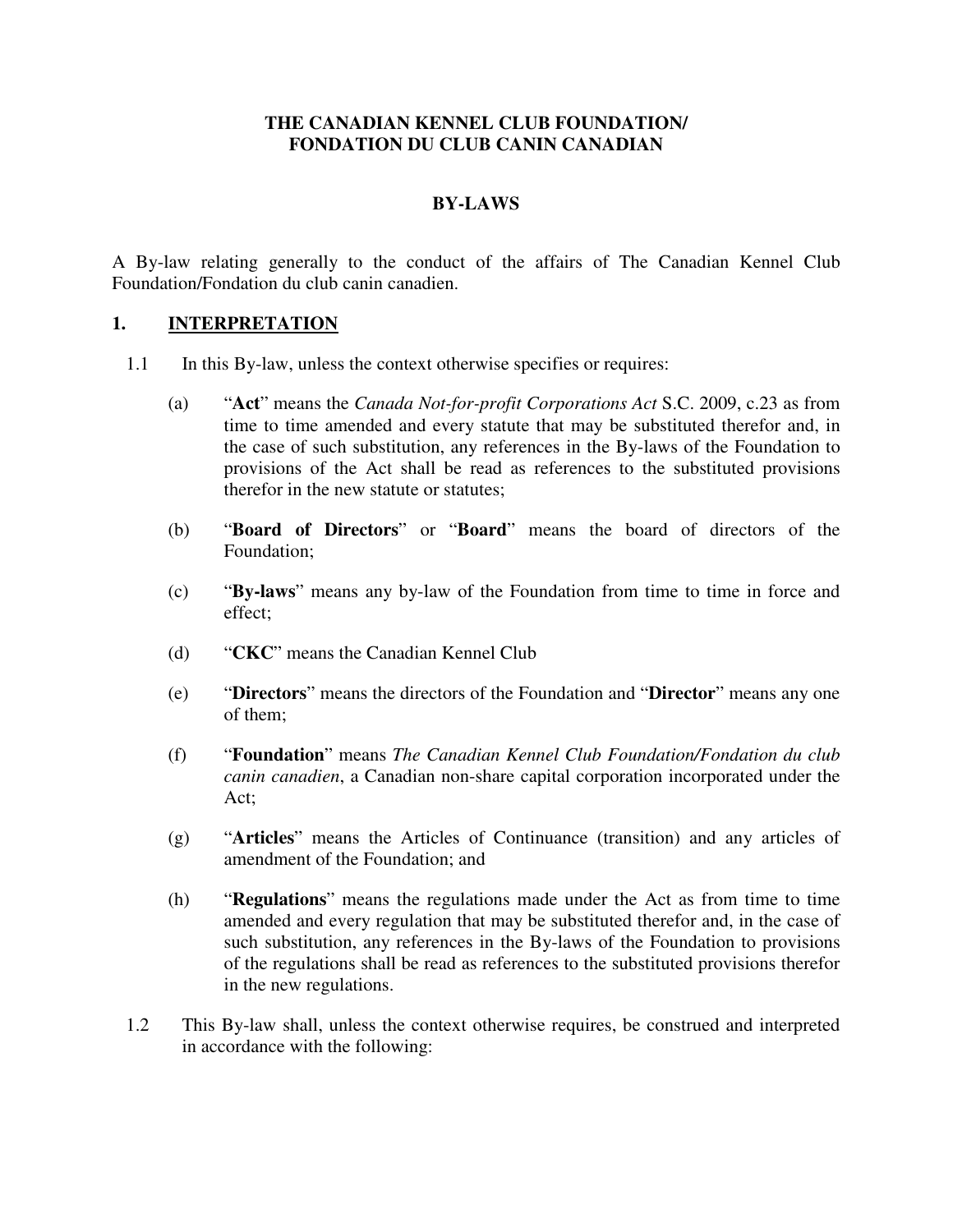**THE CANADIAN KENNEL CLUB FOUNDATION/**
**FONDATION DU CLUB CANIN CANADIAN**

**BY-LAWS**

A By-law relating generally to the conduct of the affairs of The Canadian Kennel Club Foundation/Fondation du club canin canadien.

## 1. INTERPRETATION

1.1 In this By-law, unless the context otherwise specifies or requires:

(a) "**Act**" means the *Canada Not-for-profit Corporations Act* S.C. 2009, c.23 as from time to time amended and every statute that may be substituted therefor and, in the case of such substitution, any references in the By-laws of the Foundation to provisions of the Act shall be read as references to the substituted provisions therefor in the new statute or statutes;

(b) "**Board of Directors**" or "**Board**" means the board of directors of the Foundation;

(c) "**By-laws**" means any by-law of the Foundation from time to time in force and effect;

(d) "**CKC**" means the Canadian Kennel Club

(e) "**Directors**" means the directors of the Foundation and "**Director**" means any one of them;

(f) "**Foundation**" means *The Canadian Kennel Club Foundation/Fondation du club canin canadien*, a Canadian non-share capital corporation incorporated under the Act;

(g) "**Articles**" means the Articles of Continuance (transition) and any articles of amendment of the Foundation; and

(h) "**Regulations**" means the regulations made under the Act as from time to time amended and every regulation that may be substituted therefor and, in the case of such substitution, any references in the By-laws of the Foundation to provisions of the regulations shall be read as references to the substituted provisions therefor in the new regulations.

1.2 This By-law shall, unless the context otherwise requires, be construed and interpreted in accordance with the following: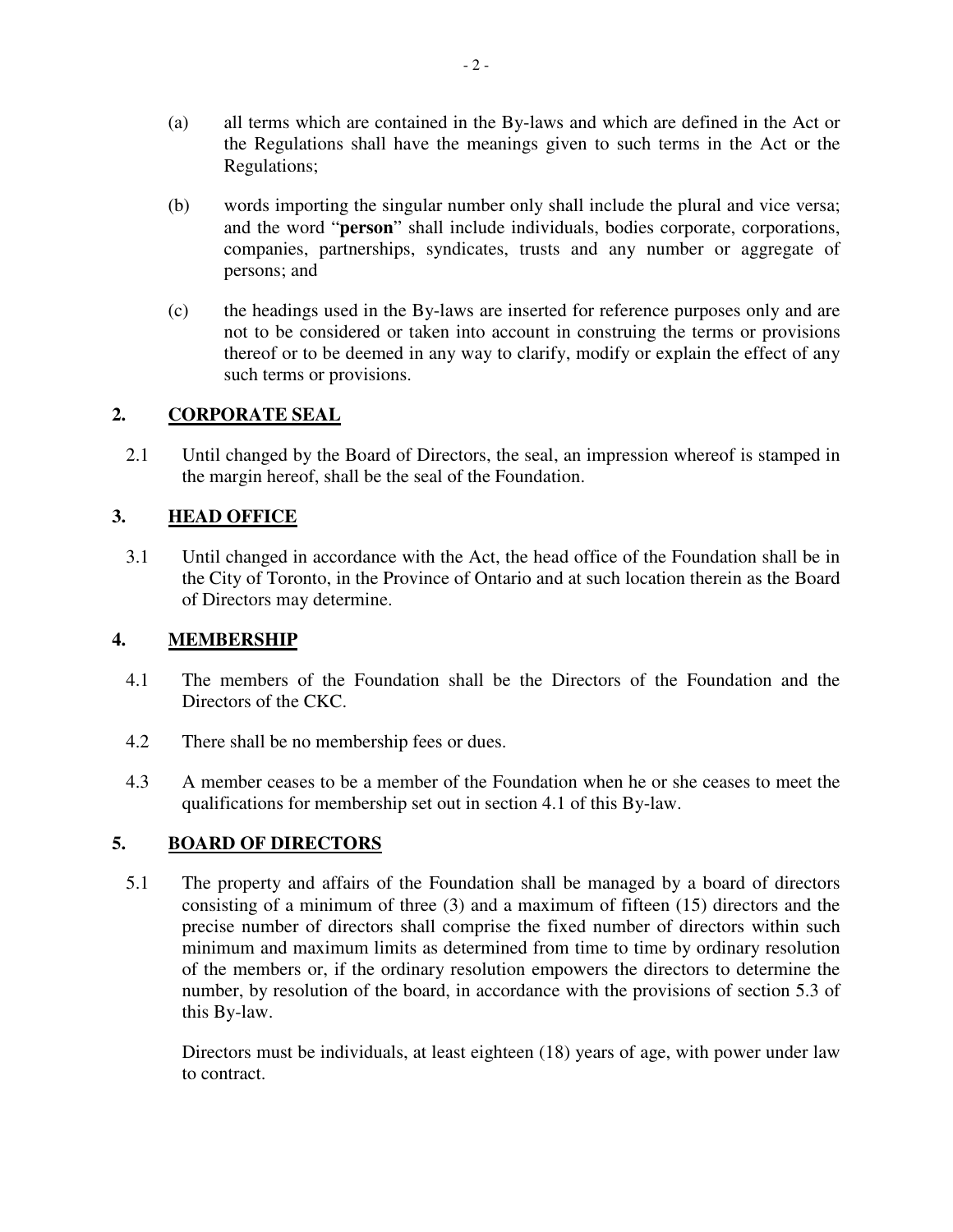(a) all terms which are contained in the By-laws and which are defined in the Act or the Regulations shall have the meanings given to such terms in the Act or the Regulations;

(b) words importing the singular number only shall include the plural and vice versa; and the word "**person**" shall include individuals, bodies corporate, corporations, companies, partnerships, syndicates, trusts and any number or aggregate of persons; and

(c) the headings used in the By-laws are inserted for reference purposes only and are not to be considered or taken into account in construing the terms or provisions thereof or to be deemed in any way to clarify, modify or explain the effect of any such terms or provisions.

## 2. CORPORATE SEAL

2.1 Until changed by the Board of Directors, the seal, an impression whereof is stamped in the margin hereof, shall be the seal of the Foundation.

## 3. HEAD OFFICE

3.1 Until changed in accordance with the Act, the head office of the Foundation shall be in the City of Toronto, in the Province of Ontario and at such location therein as the Board of Directors may determine.

## 4. MEMBERSHIP

4.1 The members of the Foundation shall be the Directors of the Foundation and the Directors of the CKC.

4.2 There shall be no membership fees or dues.

4.3 A member ceases to be a member of the Foundation when he or she ceases to meet the qualifications for membership set out in section 4.1 of this By-law.

## 5. BOARD OF DIRECTORS

5.1 The property and affairs of the Foundation shall be managed by a board of directors consisting of a minimum of three (3) and a maximum of fifteen (15) directors and the precise number of directors shall comprise the fixed number of directors within such minimum and maximum limits as determined from time to time by ordinary resolution of the members or, if the ordinary resolution empowers the directors to determine the number, by resolution of the board, in accordance with the provisions of section 5.3 of this By-law.

Directors must be individuals, at least eighteen (18) years of age, with power under law to contract.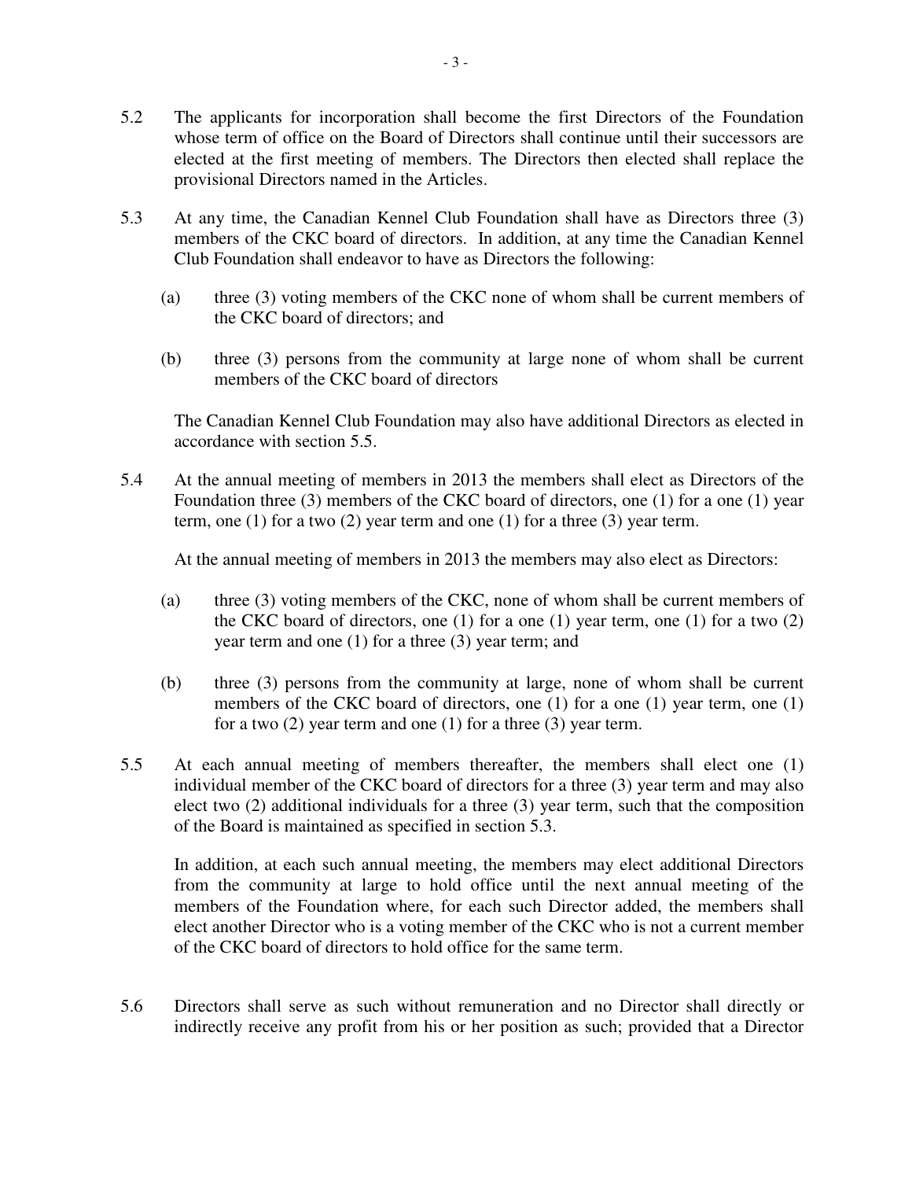5.2 The applicants for incorporation shall become the first Directors of the Foundation whose term of office on the Board of Directors shall continue until their successors are elected at the first meeting of members. The Directors then elected shall replace the provisional Directors named in the Articles.

5.3 At any time, the Canadian Kennel Club Foundation shall have as Directors three (3) members of the CKC board of directors. In addition, at any time the Canadian Kennel Club Foundation shall endeavor to have as Directors the following:

(a) three (3) voting members of the CKC none of whom shall be current members of the CKC board of directors; and

(b) three (3) persons from the community at large none of whom shall be current members of the CKC board of directors

The Canadian Kennel Club Foundation may also have additional Directors as elected in accordance with section 5.5.

5.4 At the annual meeting of members in 2013 the members shall elect as Directors of the Foundation three (3) members of the CKC board of directors, one (1) for a one (1) year term, one (1) for a two (2) year term and one (1) for a three (3) year term.

At the annual meeting of members in 2013 the members may also elect as Directors:

(a) three (3) voting members of the CKC, none of whom shall be current members of the CKC board of directors, one (1) for a one (1) year term, one (1) for a two (2) year term and one (1) for a three (3) year term; and

(b) three (3) persons from the community at large, none of whom shall be current members of the CKC board of directors, one (1) for a one (1) year term, one (1) for a two (2) year term and one (1) for a three (3) year term.

5.5 At each annual meeting of members thereafter, the members shall elect one (1) individual member of the CKC board of directors for a three (3) year term and may also elect two (2) additional individuals for a three (3) year term, such that the composition of the Board is maintained as specified in section 5.3.

In addition, at each such annual meeting, the members may elect additional Directors from the community at large to hold office until the next annual meeting of the members of the Foundation where, for each such Director added, the members shall elect another Director who is a voting member of the CKC who is not a current member of the CKC board of directors to hold office for the same term.

5.6 Directors shall serve as such without remuneration and no Director shall directly or indirectly receive any profit from his or her position as such; provided that a Director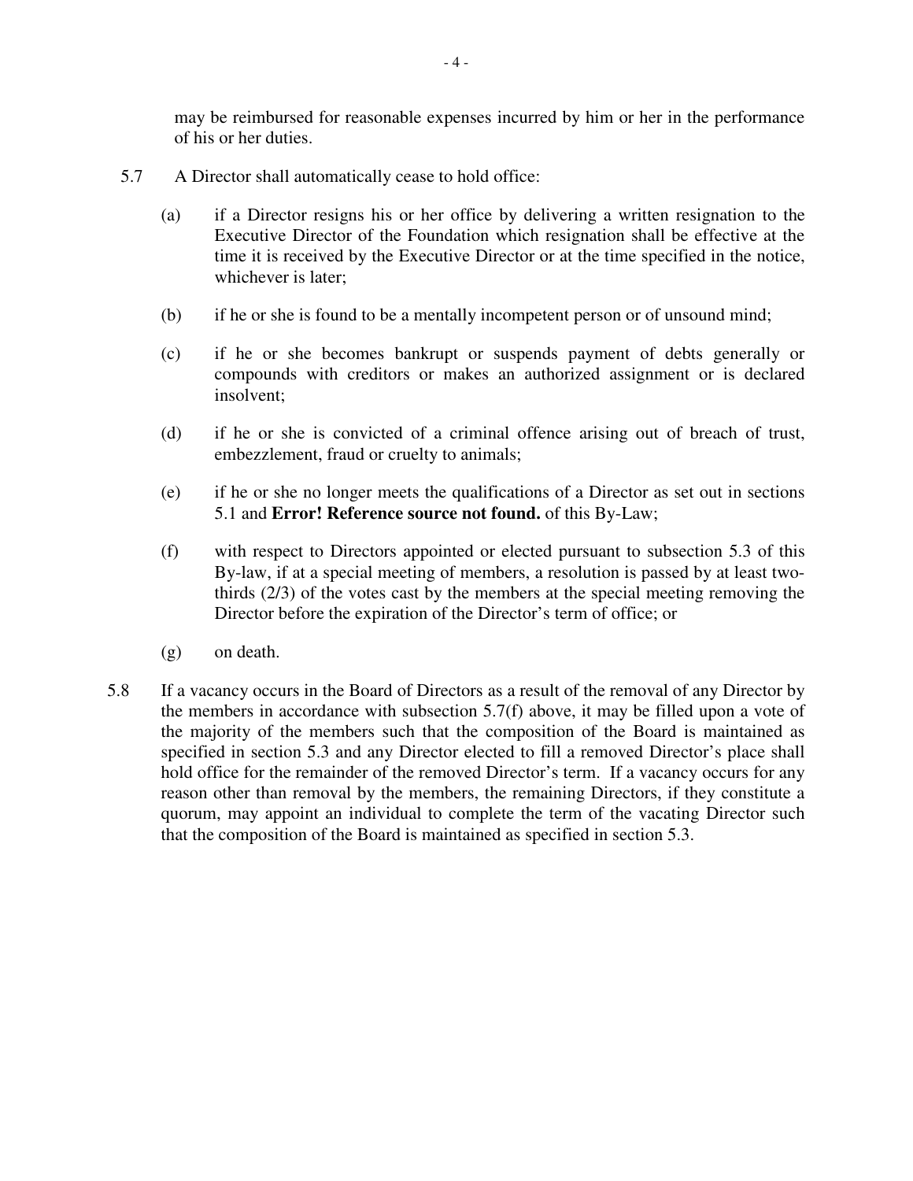may be reimbursed for reasonable expenses incurred by him or her in the performance of his or her duties.

5.7 A Director shall automatically cease to hold office:

(a) if a Director resigns his or her office by delivering a written resignation to the Executive Director of the Foundation which resignation shall be effective at the time it is received by the Executive Director or at the time specified in the notice, whichever is later;

(b) if he or she is found to be a mentally incompetent person or of unsound mind;

(c) if he or she becomes bankrupt or suspends payment of debts generally or compounds with creditors or makes an authorized assignment or is declared insolvent;

(d) if he or she is convicted of a criminal offence arising out of breach of trust, embezzlement, fraud or cruelty to animals;

(e) if he or she no longer meets the qualifications of a Director as set out in sections 5.1 and **Error! Reference source not found.** of this By-Law;

(f) with respect to Directors appointed or elected pursuant to subsection 5.3 of this By-law, if at a special meeting of members, a resolution is passed by at least two-thirds (2/3) of the votes cast by the members at the special meeting removing the Director before the expiration of the Director's term of office; or

(g) on death.

5.8 If a vacancy occurs in the Board of Directors as a result of the removal of any Director by the members in accordance with subsection 5.7(f) above, it may be filled upon a vote of the majority of the members such that the composition of the Board is maintained as specified in section 5.3 and any Director elected to fill a removed Director's place shall hold office for the remainder of the removed Director's term. If a vacancy occurs for any reason other than removal by the members, the remaining Directors, if they constitute a quorum, may appoint an individual to complete the term of the vacating Director such that the composition of the Board is maintained as specified in section 5.3.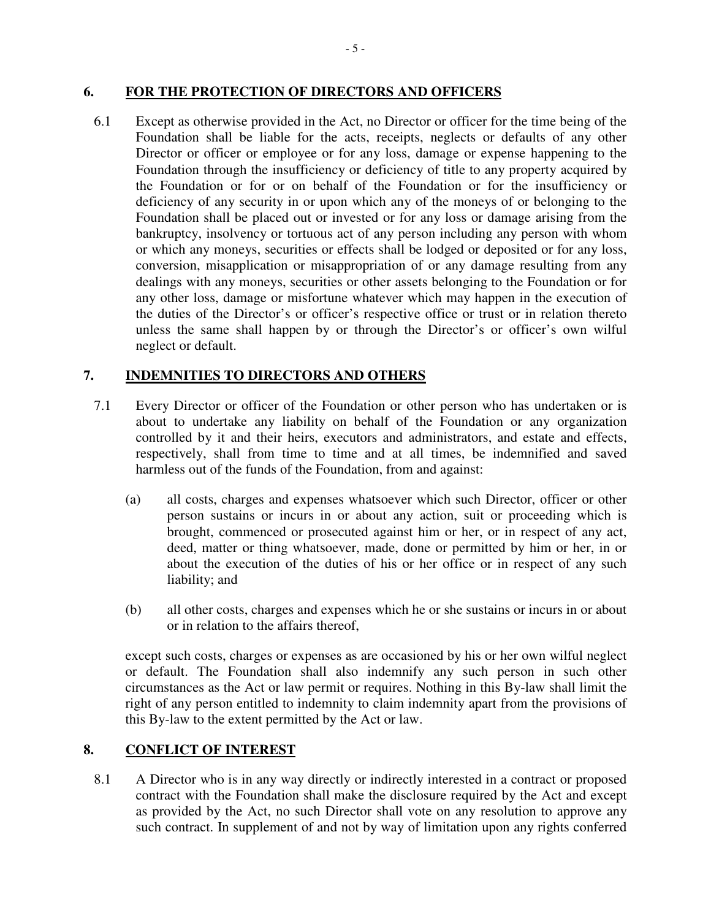## 6. FOR THE PROTECTION OF DIRECTORS AND OFFICERS

6.1 Except as otherwise provided in the Act, no Director or officer for the time being of the Foundation shall be liable for the acts, receipts, neglects or defaults of any other Director or officer or employee or for any loss, damage or expense happening to the Foundation through the insufficiency or deficiency of title to any property acquired by the Foundation or for or on behalf of the Foundation or for the insufficiency or deficiency of any security in or upon which any of the moneys of or belonging to the Foundation shall be placed out or invested or for any loss or damage arising from the bankruptcy, insolvency or tortuous act of any person including any person with whom or which any moneys, securities or effects shall be lodged or deposited or for any loss, conversion, misapplication or misappropriation of or any damage resulting from any dealings with any moneys, securities or other assets belonging to the Foundation or for any other loss, damage or misfortune whatever which may happen in the execution of the duties of the Director's or officer's respective office or trust or in relation thereto unless the same shall happen by or through the Director's or officer's own wilful neglect or default.

## 7. INDEMNITIES TO DIRECTORS AND OTHERS

7.1 Every Director or officer of the Foundation or other person who has undertaken or is about to undertake any liability on behalf of the Foundation or any organization controlled by it and their heirs, executors and administrators, and estate and effects, respectively, shall from time to time and at all times, be indemnified and saved harmless out of the funds of the Foundation, from and against:

(a) all costs, charges and expenses whatsoever which such Director, officer or other person sustains or incurs in or about any action, suit or proceeding which is brought, commenced or prosecuted against him or her, or in respect of any act, deed, matter or thing whatsoever, made, done or permitted by him or her, in or about the execution of the duties of his or her office or in respect of any such liability; and

(b) all other costs, charges and expenses which he or she sustains or incurs in or about or in relation to the affairs thereof,

except such costs, charges or expenses as are occasioned by his or her own wilful neglect or default. The Foundation shall also indemnify any such person in such other circumstances as the Act or law permit or requires. Nothing in this By-law shall limit the right of any person entitled to indemnity to claim indemnity apart from the provisions of this By-law to the extent permitted by the Act or law.

## 8. CONFLICT OF INTEREST

8.1 A Director who is in any way directly or indirectly interested in a contract or proposed contract with the Foundation shall make the disclosure required by the Act and except as provided by the Act, no such Director shall vote on any resolution to approve any such contract. In supplement of and not by way of limitation upon any rights conferred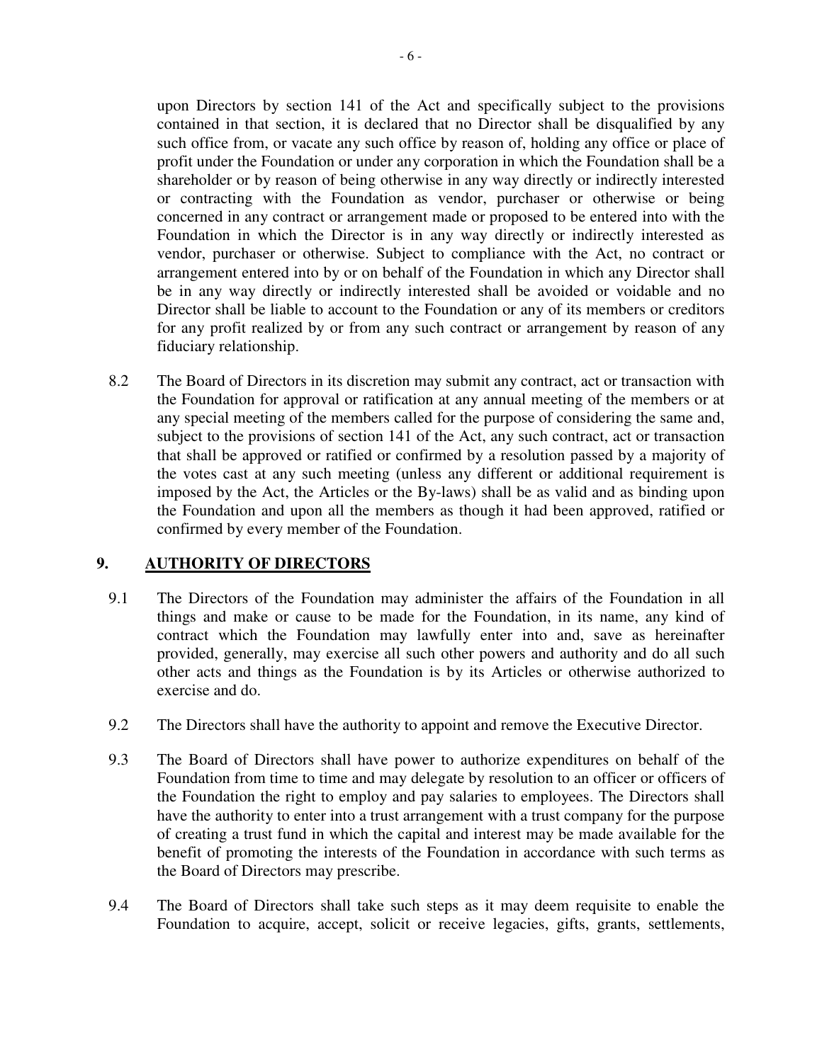upon Directors by section 141 of the Act and specifically subject to the provisions contained in that section, it is declared that no Director shall be disqualified by any such office from, or vacate any such office by reason of, holding any office or place of profit under the Foundation or under any corporation in which the Foundation shall be a shareholder or by reason of being otherwise in any way directly or indirectly interested or contracting with the Foundation as vendor, purchaser or otherwise or being concerned in any contract or arrangement made or proposed to be entered into with the Foundation in which the Director is in any way directly or indirectly interested as vendor, purchaser or otherwise. Subject to compliance with the Act, no contract or arrangement entered into by or on behalf of the Foundation in which any Director shall be in any way directly or indirectly interested shall be avoided or voidable and no Director shall be liable to account to the Foundation or any of its members or creditors for any profit realized by or from any such contract or arrangement by reason of any fiduciary relationship.

8.2 The Board of Directors in its discretion may submit any contract, act or transaction with the Foundation for approval or ratification at any annual meeting of the members or at any special meeting of the members called for the purpose of considering the same and, subject to the provisions of section 141 of the Act, any such contract, act or transaction that shall be approved or ratified or confirmed by a resolution passed by a majority of the votes cast at any such meeting (unless any different or additional requirement is imposed by the Act, the Articles or the By-laws) shall be as valid and as binding upon the Foundation and upon all the members as though it had been approved, ratified or confirmed by every member of the Foundation.

## 9. <u>AUTHORITY OF DIRECTORS</u>

9.1 The Directors of the Foundation may administer the affairs of the Foundation in all things and make or cause to be made for the Foundation, in its name, any kind of contract which the Foundation may lawfully enter into and, save as hereinafter provided, generally, may exercise all such other powers and authority and do all such other acts and things as the Foundation is by its Articles or otherwise authorized to exercise and do.

9.2 The Directors shall have the authority to appoint and remove the Executive Director.

9.3 The Board of Directors shall have power to authorize expenditures on behalf of the Foundation from time to time and may delegate by resolution to an officer or officers of the Foundation the right to employ and pay salaries to employees. The Directors shall have the authority to enter into a trust arrangement with a trust company for the purpose of creating a trust fund in which the capital and interest may be made available for the benefit of promoting the interests of the Foundation in accordance with such terms as the Board of Directors may prescribe.

9.4 The Board of Directors shall take such steps as it may deem requisite to enable the Foundation to acquire, accept, solicit or receive legacies, gifts, grants, settlements,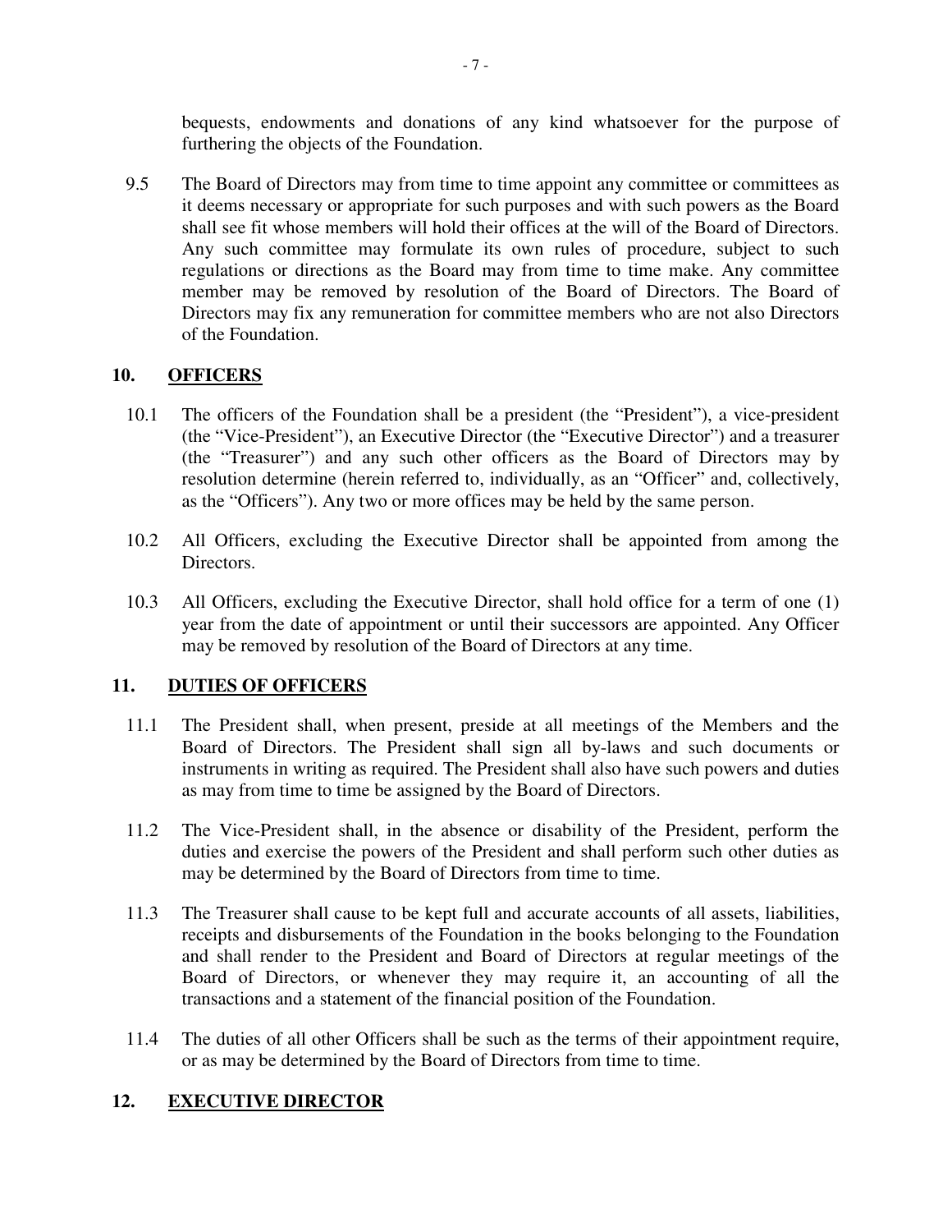bequests, endowments and donations of any kind whatsoever for the purpose of furthering the objects of the Foundation.

9.5 The Board of Directors may from time to time appoint any committee or committees as it deems necessary or appropriate for such purposes and with such powers as the Board shall see fit whose members will hold their offices at the will of the Board of Directors. Any such committee may formulate its own rules of procedure, subject to such regulations or directions as the Board may from time to time make. Any committee member may be removed by resolution of the Board of Directors. The Board of Directors may fix any remuneration for committee members who are not also Directors of the Foundation.

## 10. <u>OFFICERS</u>

10.1 The officers of the Foundation shall be a president (the "President"), a vice-president (the "Vice-President"), an Executive Director (the "Executive Director") and a treasurer (the "Treasurer") and any such other officers as the Board of Directors may by resolution determine (herein referred to, individually, as an "Officer" and, collectively, as the "Officers"). Any two or more offices may be held by the same person.

10.2 All Officers, excluding the Executive Director shall be appointed from among the Directors.

10.3 All Officers, excluding the Executive Director, shall hold office for a term of one (1) year from the date of appointment or until their successors are appointed. Any Officer may be removed by resolution of the Board of Directors at any time.

## 11. <u>DUTIES OF OFFICERS</u>

11.1 The President shall, when present, preside at all meetings of the Members and the Board of Directors. The President shall sign all by-laws and such documents or instruments in writing as required. The President shall also have such powers and duties as may from time to time be assigned by the Board of Directors.

11.2 The Vice-President shall, in the absence or disability of the President, perform the duties and exercise the powers of the President and shall perform such other duties as may be determined by the Board of Directors from time to time.

11.3 The Treasurer shall cause to be kept full and accurate accounts of all assets, liabilities, receipts and disbursements of the Foundation in the books belonging to the Foundation and shall render to the President and Board of Directors at regular meetings of the Board of Directors, or whenever they may require it, an accounting of all the transactions and a statement of the financial position of the Foundation.

11.4 The duties of all other Officers shall be such as the terms of their appointment require, or as may be determined by the Board of Directors from time to time.

## 12. <u>EXECUTIVE DIRECTOR</u>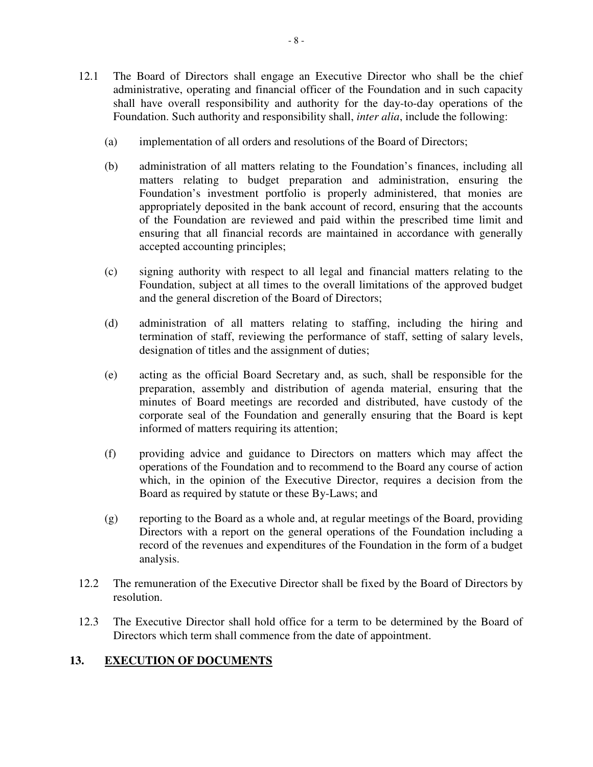12.1 The Board of Directors shall engage an Executive Director who shall be the chief administrative, operating and financial officer of the Foundation and in such capacity shall have overall responsibility and authority for the day-to-day operations of the Foundation. Such authority and responsibility shall, *inter alia*, include the following:

(a) implementation of all orders and resolutions of the Board of Directors;

(b) administration of all matters relating to the Foundation's finances, including all matters relating to budget preparation and administration, ensuring the Foundation's investment portfolio is properly administered, that monies are appropriately deposited in the bank account of record, ensuring that the accounts of the Foundation are reviewed and paid within the prescribed time limit and ensuring that all financial records are maintained in accordance with generally accepted accounting principles;

(c) signing authority with respect to all legal and financial matters relating to the Foundation, subject at all times to the overall limitations of the approved budget and the general discretion of the Board of Directors;

(d) administration of all matters relating to staffing, including the hiring and termination of staff, reviewing the performance of staff, setting of salary levels, designation of titles and the assignment of duties;

(e) acting as the official Board Secretary and, as such, shall be responsible for the preparation, assembly and distribution of agenda material, ensuring that the minutes of Board meetings are recorded and distributed, have custody of the corporate seal of the Foundation and generally ensuring that the Board is kept informed of matters requiring its attention;

(f) providing advice and guidance to Directors on matters which may affect the operations of the Foundation and to recommend to the Board any course of action which, in the opinion of the Executive Director, requires a decision from the Board as required by statute or these By-Laws; and

(g) reporting to the Board as a whole and, at regular meetings of the Board, providing Directors with a report on the general operations of the Foundation including a record of the revenues and expenditures of the Foundation in the form of a budget analysis.

12.2 The remuneration of the Executive Director shall be fixed by the Board of Directors by resolution.

12.3 The Executive Director shall hold office for a term to be determined by the Board of Directors which term shall commence from the date of appointment.

## 13. EXECUTION OF DOCUMENTS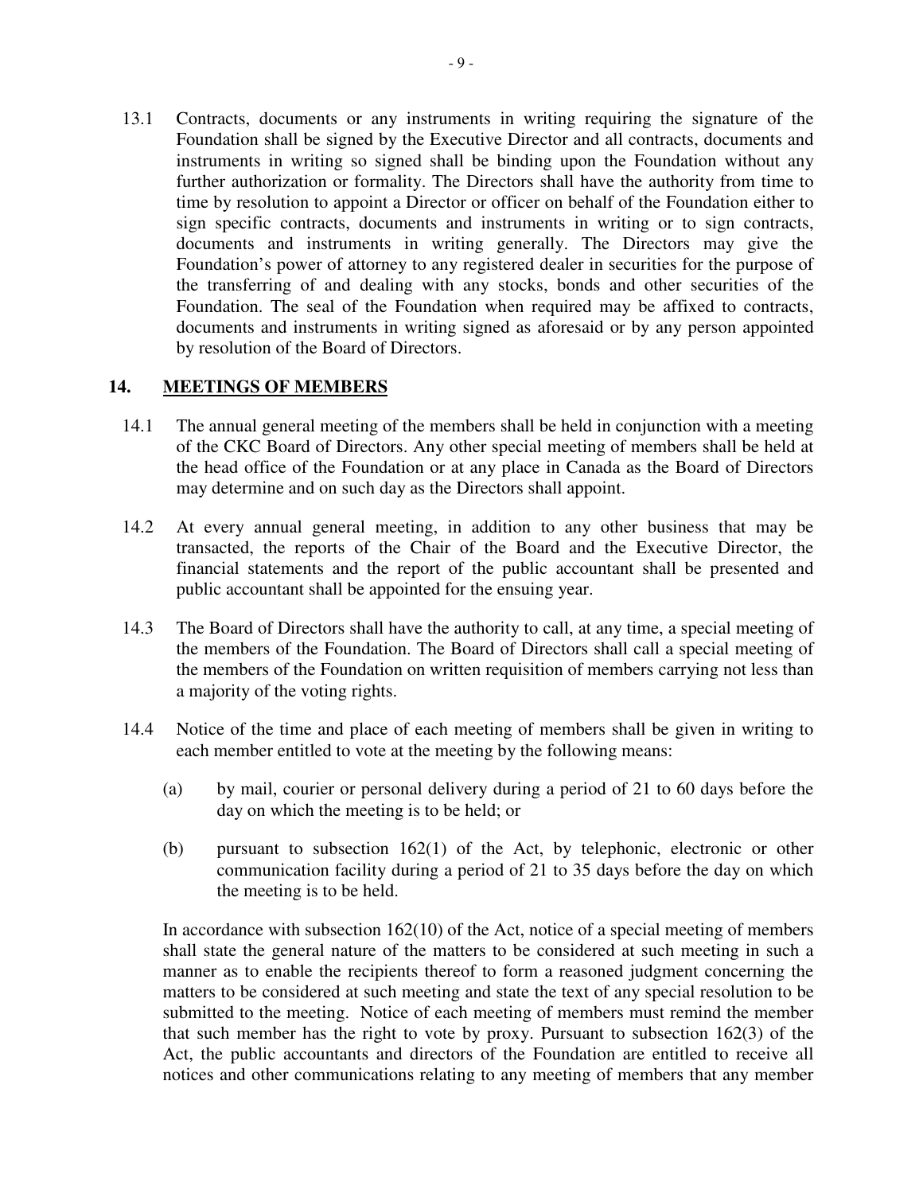13.1 Contracts, documents or any instruments in writing requiring the signature of the Foundation shall be signed by the Executive Director and all contracts, documents and instruments in writing so signed shall be binding upon the Foundation without any further authorization or formality. The Directors shall have the authority from time to time by resolution to appoint a Director or officer on behalf of the Foundation either to sign specific contracts, documents and instruments in writing or to sign contracts, documents and instruments in writing generally. The Directors may give the Foundation's power of attorney to any registered dealer in securities for the purpose of the transferring of and dealing with any stocks, bonds and other securities of the Foundation. The seal of the Foundation when required may be affixed to contracts, documents and instruments in writing signed as aforesaid or by any person appointed by resolution of the Board of Directors.

## 14. MEETINGS OF MEMBERS

14.1 The annual general meeting of the members shall be held in conjunction with a meeting of the CKC Board of Directors. Any other special meeting of members shall be held at the head office of the Foundation or at any place in Canada as the Board of Directors may determine and on such day as the Directors shall appoint.

14.2 At every annual general meeting, in addition to any other business that may be transacted, the reports of the Chair of the Board and the Executive Director, the financial statements and the report of the public accountant shall be presented and public accountant shall be appointed for the ensuing year.

14.3 The Board of Directors shall have the authority to call, at any time, a special meeting of the members of the Foundation. The Board of Directors shall call a special meeting of the members of the Foundation on written requisition of members carrying not less than a majority of the voting rights.

14.4 Notice of the time and place of each meeting of members shall be given in writing to each member entitled to vote at the meeting by the following means:

(a) by mail, courier or personal delivery during a period of 21 to 60 days before the day on which the meeting is to be held; or

(b) pursuant to subsection 162(1) of the Act, by telephonic, electronic or other communication facility during a period of 21 to 35 days before the day on which the meeting is to be held.

In accordance with subsection 162(10) of the Act, notice of a special meeting of members shall state the general nature of the matters to be considered at such meeting in such a manner as to enable the recipients thereof to form a reasoned judgment concerning the matters to be considered at such meeting and state the text of any special resolution to be submitted to the meeting. Notice of each meeting of members must remind the member that such member has the right to vote by proxy. Pursuant to subsection 162(3) of the Act, the public accountants and directors of the Foundation are entitled to receive all notices and other communications relating to any meeting of members that any member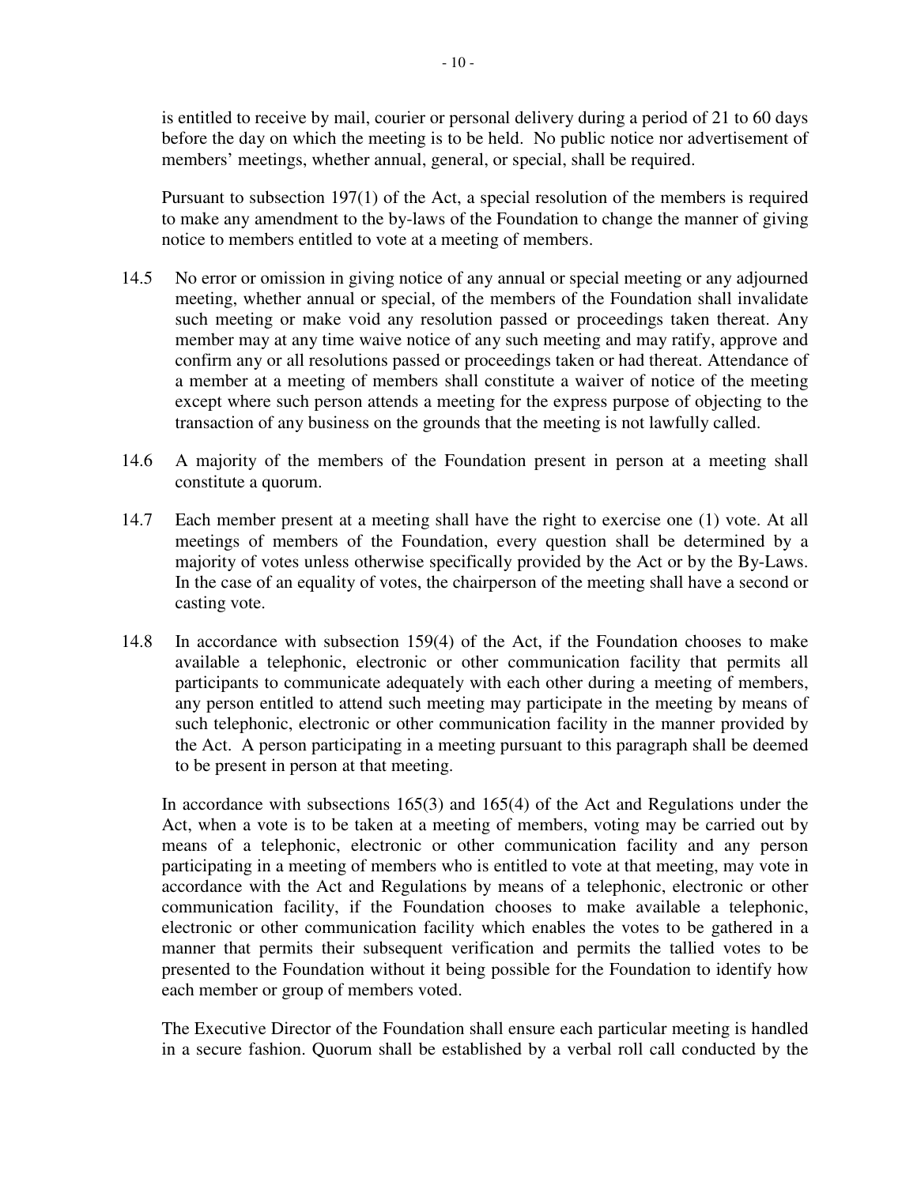is entitled to receive by mail, courier or personal delivery during a period of 21 to 60 days before the day on which the meeting is to be held. No public notice nor advertisement of members' meetings, whether annual, general, or special, shall be required.

Pursuant to subsection 197(1) of the Act, a special resolution of the members is required to make any amendment to the by-laws of the Foundation to change the manner of giving notice to members entitled to vote at a meeting of members.

14.5 No error or omission in giving notice of any annual or special meeting or any adjourned meeting, whether annual or special, of the members of the Foundation shall invalidate such meeting or make void any resolution passed or proceedings taken thereat. Any member may at any time waive notice of any such meeting and may ratify, approve and confirm any or all resolutions passed or proceedings taken or had thereat. Attendance of a member at a meeting of members shall constitute a waiver of notice of the meeting except where such person attends a meeting for the express purpose of objecting to the transaction of any business on the grounds that the meeting is not lawfully called.

14.6 A majority of the members of the Foundation present in person at a meeting shall constitute a quorum.

14.7 Each member present at a meeting shall have the right to exercise one (1) vote. At all meetings of members of the Foundation, every question shall be determined by a majority of votes unless otherwise specifically provided by the Act or by the By-Laws. In the case of an equality of votes, the chairperson of the meeting shall have a second or casting vote.

14.8 In accordance with subsection 159(4) of the Act, if the Foundation chooses to make available a telephonic, electronic or other communication facility that permits all participants to communicate adequately with each other during a meeting of members, any person entitled to attend such meeting may participate in the meeting by means of such telephonic, electronic or other communication facility in the manner provided by the Act. A person participating in a meeting pursuant to this paragraph shall be deemed to be present in person at that meeting.

In accordance with subsections 165(3) and 165(4) of the Act and Regulations under the Act, when a vote is to be taken at a meeting of members, voting may be carried out by means of a telephonic, electronic or other communication facility and any person participating in a meeting of members who is entitled to vote at that meeting, may vote in accordance with the Act and Regulations by means of a telephonic, electronic or other communication facility, if the Foundation chooses to make available a telephonic, electronic or other communication facility which enables the votes to be gathered in a manner that permits their subsequent verification and permits the tallied votes to be presented to the Foundation without it being possible for the Foundation to identify how each member or group of members voted.

The Executive Director of the Foundation shall ensure each particular meeting is handled in a secure fashion. Quorum shall be established by a verbal roll call conducted by the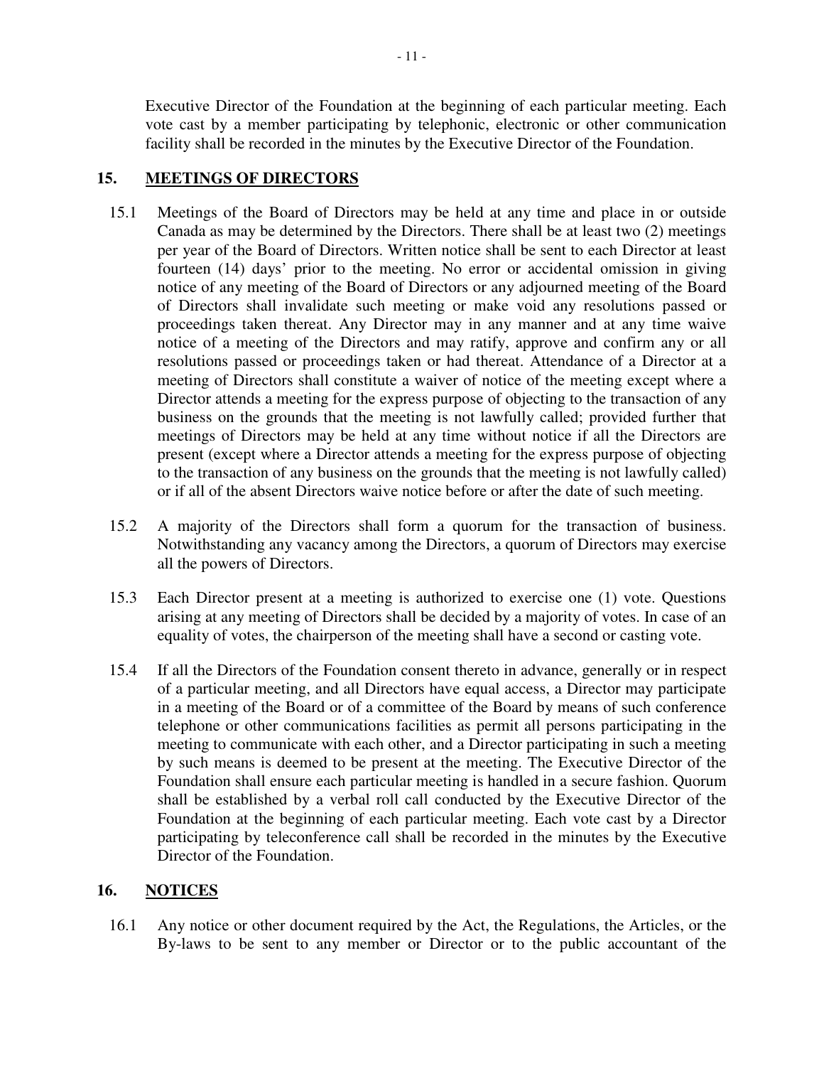Executive Director of the Foundation at the beginning of each particular meeting. Each vote cast by a member participating by telephonic, electronic or other communication facility shall be recorded in the minutes by the Executive Director of the Foundation.

## 15. <u>MEETINGS OF DIRECTORS</u>

15.1 Meetings of the Board of Directors may be held at any time and place in or outside Canada as may be determined by the Directors. There shall be at least two (2) meetings per year of the Board of Directors. Written notice shall be sent to each Director at least fourteen (14) days' prior to the meeting. No error or accidental omission in giving notice of any meeting of the Board of Directors or any adjourned meeting of the Board of Directors shall invalidate such meeting or make void any resolutions passed or proceedings taken thereat. Any Director may in any manner and at any time waive notice of a meeting of the Directors and may ratify, approve and confirm any or all resolutions passed or proceedings taken or had thereat. Attendance of a Director at a meeting of Directors shall constitute a waiver of notice of the meeting except where a Director attends a meeting for the express purpose of objecting to the transaction of any business on the grounds that the meeting is not lawfully called; provided further that meetings of Directors may be held at any time without notice if all the Directors are present (except where a Director attends a meeting for the express purpose of objecting to the transaction of any business on the grounds that the meeting is not lawfully called) or if all of the absent Directors waive notice before or after the date of such meeting.

15.2 A majority of the Directors shall form a quorum for the transaction of business. Notwithstanding any vacancy among the Directors, a quorum of Directors may exercise all the powers of Directors.

15.3 Each Director present at a meeting is authorized to exercise one (1) vote. Questions arising at any meeting of Directors shall be decided by a majority of votes. In case of an equality of votes, the chairperson of the meeting shall have a second or casting vote.

15.4 If all the Directors of the Foundation consent thereto in advance, generally or in respect of a particular meeting, and all Directors have equal access, a Director may participate in a meeting of the Board or of a committee of the Board by means of such conference telephone or other communications facilities as permit all persons participating in the meeting to communicate with each other, and a Director participating in such a meeting by such means is deemed to be present at the meeting. The Executive Director of the Foundation shall ensure each particular meeting is handled in a secure fashion. Quorum shall be established by a verbal roll call conducted by the Executive Director of the Foundation at the beginning of each particular meeting. Each vote cast by a Director participating by teleconference call shall be recorded in the minutes by the Executive Director of the Foundation.

## 16. <u>NOTICES</u>

16.1 Any notice or other document required by the Act, the Regulations, the Articles, or the By-laws to be sent to any member or Director or to the public accountant of the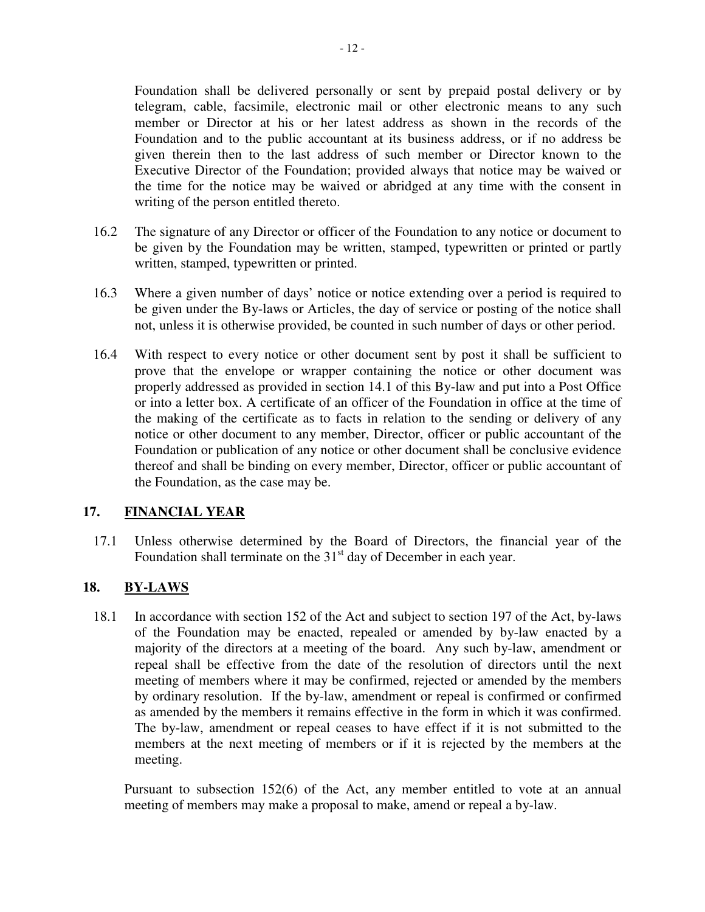Foundation shall be delivered personally or sent by prepaid postal delivery or by telegram, cable, facsimile, electronic mail or other electronic means to any such member or Director at his or her latest address as shown in the records of the Foundation and to the public accountant at its business address, or if no address be given therein then to the last address of such member or Director known to the Executive Director of the Foundation; provided always that notice may be waived or the time for the notice may be waived or abridged at any time with the consent in writing of the person entitled thereto.

16.2 The signature of any Director or officer of the Foundation to any notice or document to be given by the Foundation may be written, stamped, typewritten or printed or partly written, stamped, typewritten or printed.

16.3 Where a given number of days' notice or notice extending over a period is required to be given under the By-laws or Articles, the day of service or posting of the notice shall not, unless it is otherwise provided, be counted in such number of days or other period.

16.4 With respect to every notice or other document sent by post it shall be sufficient to prove that the envelope or wrapper containing the notice or other document was properly addressed as provided in section 14.1 of this By-law and put into a Post Office or into a letter box. A certificate of an officer of the Foundation in office at the time of the making of the certificate as to facts in relation to the sending or delivery of any notice or other document to any member, Director, officer or public accountant of the Foundation or publication of any notice or other document shall be conclusive evidence thereof and shall be binding on every member, Director, officer or public accountant of the Foundation, as the case may be.

## 17. FINANCIAL YEAR

17.1 Unless otherwise determined by the Board of Directors, the financial year of the Foundation shall terminate on the 31st day of December in each year.

## 18. BY-LAWS

18.1 In accordance with section 152 of the Act and subject to section 197 of the Act, by-laws of the Foundation may be enacted, repealed or amended by by-law enacted by a majority of the directors at a meeting of the board. Any such by-law, amendment or repeal shall be effective from the date of the resolution of directors until the next meeting of members where it may be confirmed, rejected or amended by the members by ordinary resolution. If the by-law, amendment or repeal is confirmed or confirmed as amended by the members it remains effective in the form in which it was confirmed. The by-law, amendment or repeal ceases to have effect if it is not submitted to the members at the next meeting of members or if it is rejected by the members at the meeting.

Pursuant to subsection 152(6) of the Act, any member entitled to vote at an annual meeting of members may make a proposal to make, amend or repeal a by-law.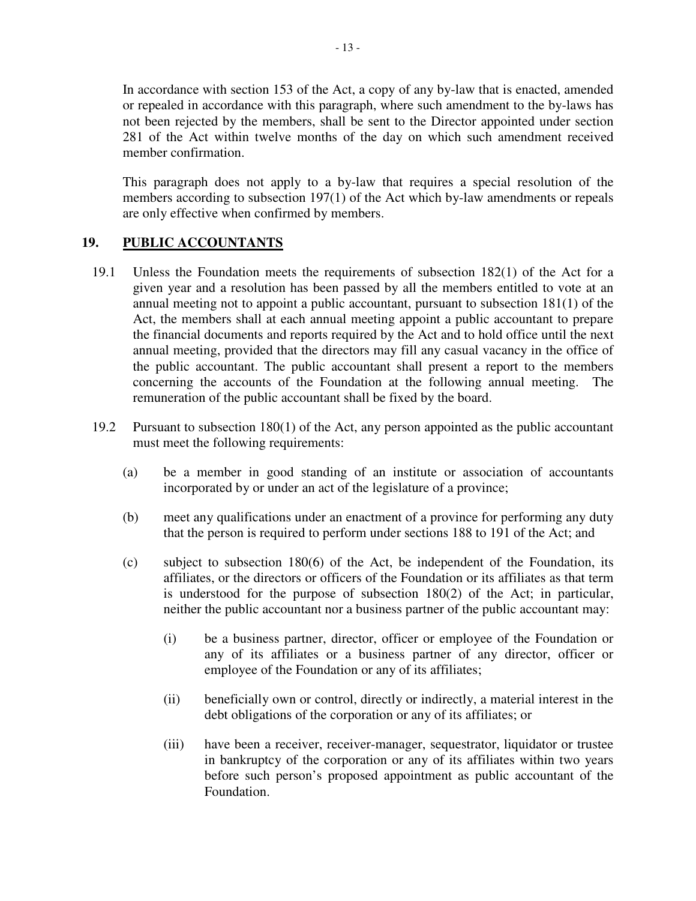In accordance with section 153 of the Act, a copy of any by-law that is enacted, amended or repealed in accordance with this paragraph, where such amendment to the by-laws has not been rejected by the members, shall be sent to the Director appointed under section 281 of the Act within twelve months of the day on which such amendment received member confirmation.

This paragraph does not apply to a by-law that requires a special resolution of the members according to subsection 197(1) of the Act which by-law amendments or repeals are only effective when confirmed by members.

## 19. PUBLIC ACCOUNTANTS

19.1 Unless the Foundation meets the requirements of subsection 182(1) of the Act for a given year and a resolution has been passed by all the members entitled to vote at an annual meeting not to appoint a public accountant, pursuant to subsection 181(1) of the Act, the members shall at each annual meeting appoint a public accountant to prepare the financial documents and reports required by the Act and to hold office until the next annual meeting, provided that the directors may fill any casual vacancy in the office of the public accountant. The public accountant shall present a report to the members concerning the accounts of the Foundation at the following annual meeting. The remuneration of the public accountant shall be fixed by the board.

19.2 Pursuant to subsection 180(1) of the Act, any person appointed as the public accountant must meet the following requirements:

(a) be a member in good standing of an institute or association of accountants incorporated by or under an act of the legislature of a province;

(b) meet any qualifications under an enactment of a province for performing any duty that the person is required to perform under sections 188 to 191 of the Act; and

(c) subject to subsection 180(6) of the Act, be independent of the Foundation, its affiliates, or the directors or officers of the Foundation or its affiliates as that term is understood for the purpose of subsection 180(2) of the Act; in particular, neither the public accountant nor a business partner of the public accountant may:

(i) be a business partner, director, officer or employee of the Foundation or any of its affiliates or a business partner of any director, officer or employee of the Foundation or any of its affiliates;

(ii) beneficially own or control, directly or indirectly, a material interest in the debt obligations of the corporation or any of its affiliates; or

(iii) have been a receiver, receiver-manager, sequestrator, liquidator or trustee in bankruptcy of the corporation or any of its affiliates within two years before such person's proposed appointment as public accountant of the Foundation.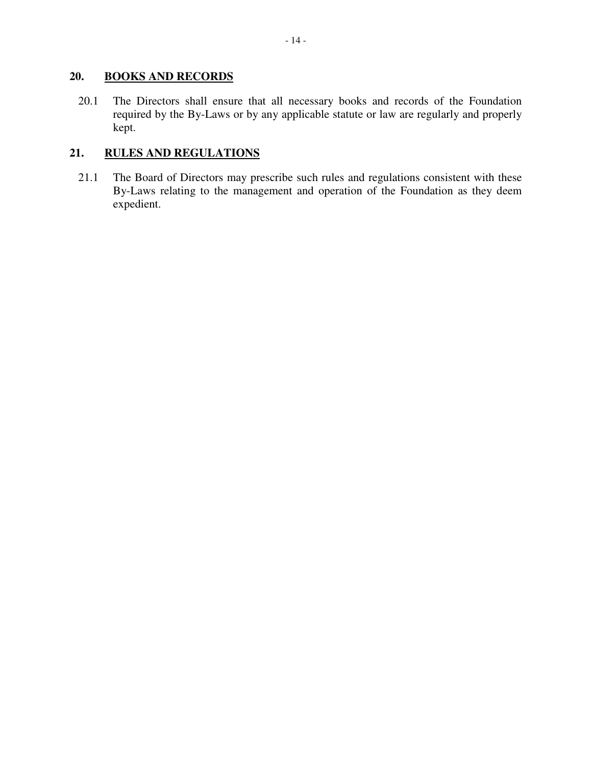## 20. BOOKS AND RECORDS

20.1 The Directors shall ensure that all necessary books and records of the Foundation required by the By-Laws or by any applicable statute or law are regularly and properly kept.

## 21. RULES AND REGULATIONS

21.1 The Board of Directors may prescribe such rules and regulations consistent with these By-Laws relating to the management and operation of the Foundation as they deem expedient.